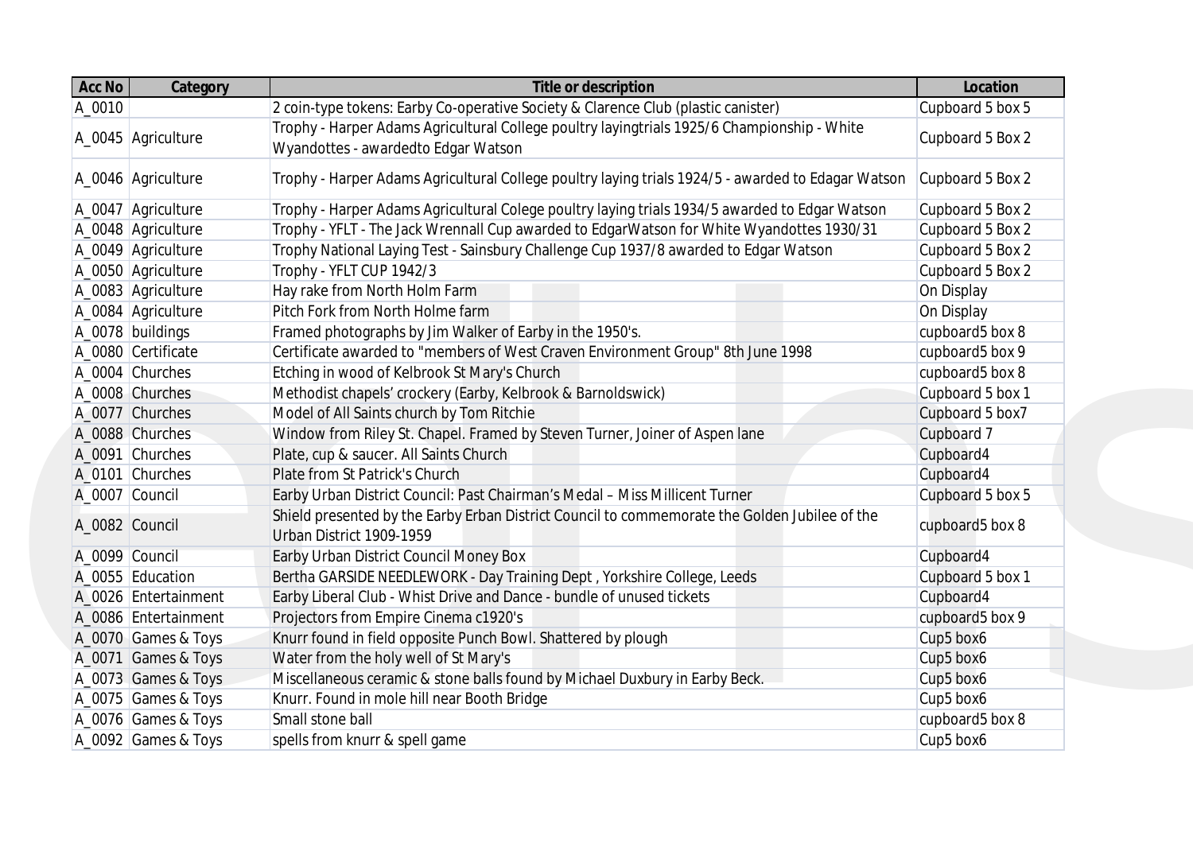| Acc No | Category | Title or description | Location |
|---|---|---|---|
| A_0010 | | 2 coin-type tokens: Earby Co-operative Society & Clarence Club (plastic canister) | Cupboard 5 box 5 |
| A_0045 | Agriculture | Trophy - Harper Adams Agricultural College poultry layingtrials 1925/6 Championship - White Wyandottes - awardedto Edgar Watson | Cupboard 5 Box 2 |
| A_0046 | Agriculture | Trophy - Harper Adams Agricultural College poultry laying trials 1924/5 - awarded to Edagar Watson | Cupboard 5 Box 2 |
| A_0047 | Agriculture | Trophy - Harper Adams Agricultural Colege poultry laying trials 1934/5 awarded to Edgar Watson | Cupboard 5 Box 2 |
| A_0048 | Agriculture | Trophy - YFLT - The Jack Wrennall Cup awarded to EdgarWatson for White Wyandottes 1930/31 | Cupboard 5 Box 2 |
| A_0049 | Agriculture | Trophy National Laying Test - Sainsbury Challenge Cup 1937/8 awarded to Edgar Watson | Cupboard 5 Box 2 |
| A_0050 | Agriculture | Trophy - YFLT CUP 1942/3 | Cupboard 5 Box 2 |
| A_0083 | Agriculture | Hay rake from North Holm Farm | On Display |
| A_0084 | Agriculture | Pitch Fork from North Holme farm | On Display |
| A_0078 | buildings | Framed photographs by Jim Walker of Earby in the 1950's. | cupboard5 box 8 |
| A_0080 | Certificate | Certificate awarded to "members of West Craven Environment Group" 8th June 1998 | cupboard5 box 9 |
| A_0004 | Churches | Etching in wood of Kelbrook St Mary's Church | cupboard5 box 8 |
| A_0008 | Churches | Methodist chapels' crockery (Earby, Kelbrook & Barnoldswick) | Cupboard 5 box 1 |
| A_0077 | Churches | Model of All Saints church by Tom Ritchie | Cupboard 5 box7 |
| A_0088 | Churches | Window from Riley St. Chapel. Framed by Steven Turner, Joiner of Aspen lane | Cupboard 7 |
| A_0091 | Churches | Plate, cup & saucer. All Saints Church | Cupboard4 |
| A_0101 | Churches | Plate from St Patrick's Church | Cupboard4 |
| A_0007 | Council | Earby Urban District Council: Past Chairman's Medal – Miss Millicent Turner | Cupboard 5 box 5 |
| A_0082 | Council | Shield presented by the Earby Erban District Council to commemorate the Golden Jubilee of the Urban District 1909-1959 | cupboard5 box 8 |
| A_0099 | Council | Earby Urban District Council Money Box | Cupboard4 |
| A_0055 | Education | Bertha GARSIDE NEEDLEWORK - Day Training Dept , Yorkshire College, Leeds | Cupboard 5 box 1 |
| A_0026 | Entertainment | Earby Liberal Club - Whist Drive and Dance - bundle of unused tickets | Cupboard4 |
| A_0086 | Entertainment | Projectors from Empire Cinema c1920's | cupboard5 box 9 |
| A_0070 | Games & Toys | Knurr found in field opposite Punch Bowl. Shattered by plough | Cup5 box6 |
| A_0071 | Games & Toys | Water from the holy well of St Mary's | Cup5 box6 |
| A_0073 | Games & Toys | Miscellaneous ceramic & stone balls found by Michael Duxbury in Earby Beck. | Cup5 box6 |
| A_0075 | Games & Toys | Knurr. Found in mole hill near Booth Bridge | Cup5 box6 |
| A_0076 | Games & Toys | Small stone ball | cupboard5 box 8 |
| A_0092 | Games & Toys | spells from knurr & spell game | Cup5 box6 |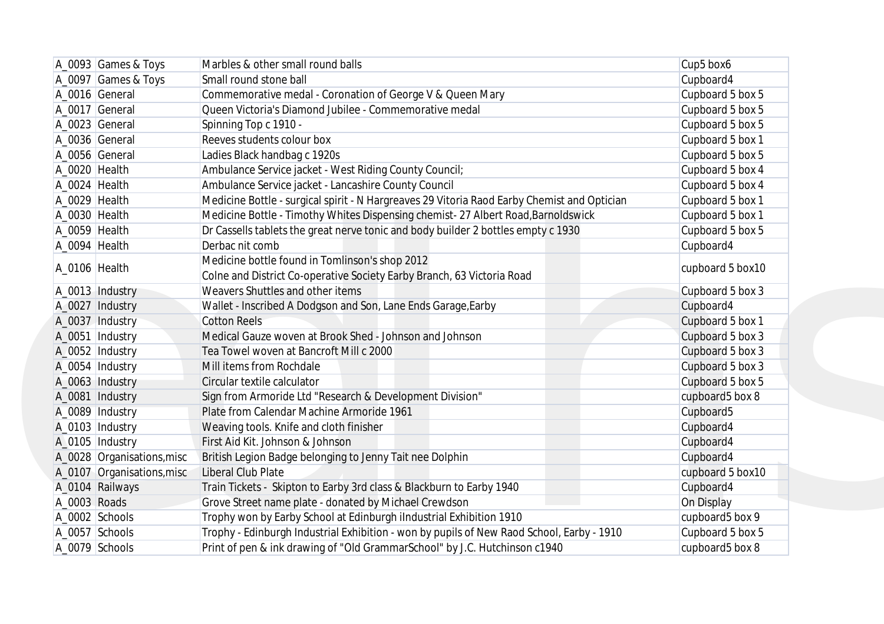| | | | |
|---|---|---|---|
| A_0093 | Games & Toys | Marbles & other small round balls | Cup5 box6 |
| A_0097 | Games & Toys | Small round stone ball | Cupboard4 |
| A_0016 | General | Commemorative medal - Coronation of George V & Queen Mary | Cupboard 5 box 5 |
| A_0017 | General | Queen Victoria's Diamond Jubilee - Commemorative medal | Cupboard 5 box 5 |
| A_0023 | General | Spinning Top c 1910 - | Cupboard 5 box 5 |
| A_0036 | General | Reeves students colour box | Cupboard 5 box 1 |
| A_0056 | General | Ladies Black handbag c 1920s | Cupboard 5 box 5 |
| A_0020 | Health | Ambulance Service jacket - West Riding County Council; | Cupboard 5 box 4 |
| A_0024 | Health | Ambulance Service jacket - Lancashire County Council | Cupboard 5 box 4 |
| A_0029 | Health | Medicine Bottle - surgical spirit - N Hargreaves 29 Vitoria Raod Earby Chemist and Optician | Cupboard 5 box 1 |
| A_0030 | Health | Medicine Bottle - Timothy Whites Dispensing chemist- 27 Albert Road,Barnoldswick | Cupboard 5 box 1 |
| A_0059 | Health | Dr Cassells tablets the great nerve tonic and body builder 2 bottles empty c 1930 | Cupboard 5 box 5 |
| A_0094 | Health | Derbac nit comb | Cupboard4 |
| A_0106 | Health | Medicine bottle found in Tomlinson's shop 2012<br>Colne and District Co-operative Society Earby Branch, 63 Victoria Road | cupboard 5 box10 |
| A_0013 | Industry | Weavers Shuttles and other items | Cupboard 5 box 3 |
| A_0027 | Industry | Wallet - Inscribed A Dodgson and Son, Lane Ends Garage,Earby | Cupboard4 |
| A_0037 | Industry | Cotton Reels | Cupboard 5 box 1 |
| A_0051 | Industry | Medical Gauze woven at Brook Shed - Johnson and Johnson | Cupboard 5 box 3 |
| A_0052 | Industry | Tea Towel woven at Bancroft Mill c 2000 | Cupboard 5 box 3 |
| A_0054 | Industry | Mill items from Rochdale | Cupboard 5 box 3 |
| A_0063 | Industry | Circular textile calculator | Cupboard 5 box 5 |
| A_0081 | Industry | Sign from Armoride Ltd "Research & Development Division" | cupboard5 box 8 |
| A_0089 | Industry | Plate from Calendar Machine Armoride 1961 | Cupboard5 |
| A_0103 | Industry | Weaving tools. Knife and cloth finisher | Cupboard4 |
| A_0105 | Industry | First Aid Kit. Johnson & Johnson | Cupboard4 |
| A_0028 | Organisations,misc | British Legion Badge belonging to Jenny Tait nee Dolphin | Cupboard4 |
| A_0107 | Organisations,misc | Liberal Club Plate | cupboard 5 box10 |
| A_0104 | Railways | Train Tickets - Skipton to Earby 3rd class & Blackburn to Earby 1940 | Cupboard4 |
| A_0003 | Roads | Grove Street name plate - donated by Michael Crewdson | On Display |
| A_0002 | Schools | Trophy won by Earby School at Edinburgh iIndustrial Exhibition 1910 | cupboard5 box 9 |
| A_0057 | Schools | Trophy - Edinburgh Industrial Exhibition - won by pupils of New Raod School, Earby - 1910 | Cupboard 5 box 5 |
| A_0079 | Schools | Print of pen & ink drawing of "Old GrammarSchool" by J.C. Hutchinson c1940 | cupboard5 box 8 |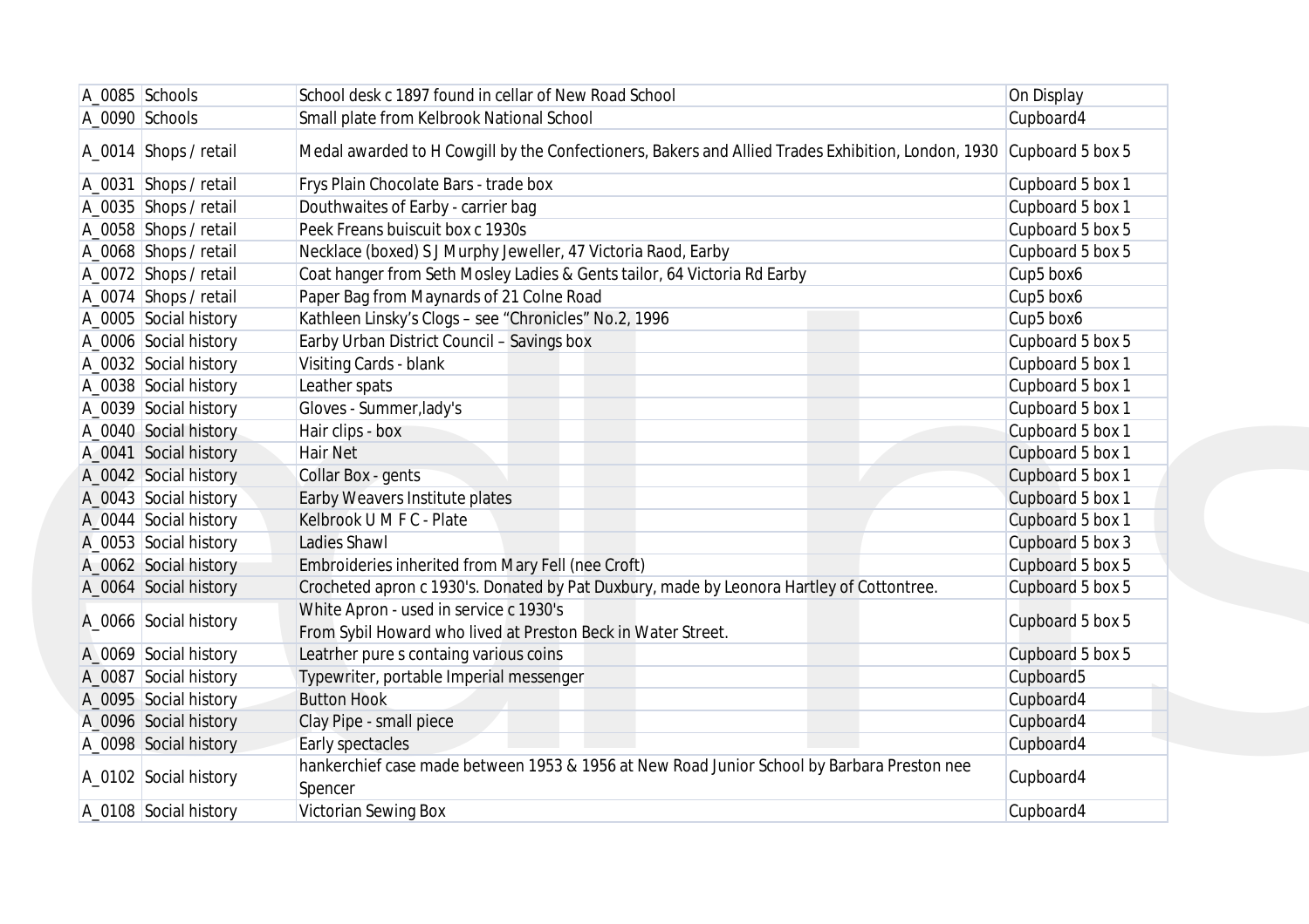| | | | |
|---|---|---|---|
| A_0085 | Schools | School desk c 1897 found in cellar of New Road School | On Display |
| A_0090 | Schools | Small plate from Kelbrook National School | Cupboard4 |
| A_0014 | Shops / retail | Medal awarded to H Cowgill by the Confectioners, Bakers and Allied Trades Exhibition, London, 1930 | Cupboard 5 box 5 |
| A_0031 | Shops / retail | Frys Plain Chocolate Bars - trade box | Cupboard 5 box 1 |
| A_0035 | Shops / retail | Douthwaites of Earby - carrier bag | Cupboard 5 box 1 |
| A_0058 | Shops / retail | Peek Freans buiscuit box c 1930s | Cupboard 5 box 5 |
| A_0068 | Shops / retail | Necklace (boxed) S J Murphy Jeweller, 47 Victoria Raod, Earby | Cupboard 5 box 5 |
| A_0072 | Shops / retail | Coat hanger from Seth Mosley Ladies & Gents tailor, 64 Victoria Rd Earby | Cup5 box6 |
| A_0074 | Shops / retail | Paper Bag from Maynards of 21 Colne Road | Cup5 box6 |
| A_0005 | Social history | Kathleen Linsky's Clogs – see "Chronicles" No.2, 1996 | Cup5 box6 |
| A_0006 | Social history | Earby Urban District Council – Savings box | Cupboard 5 box 5 |
| A_0032 | Social history | Visiting Cards - blank | Cupboard 5 box 1 |
| A_0038 | Social history | Leather spats | Cupboard 5 box 1 |
| A_0039 | Social history | Gloves - Summer,lady's | Cupboard 5 box 1 |
| A_0040 | Social history | Hair clips - box | Cupboard 5 box 1 |
| A_0041 | Social history | Hair Net | Cupboard 5 box 1 |
| A_0042 | Social history | Collar Box - gents | Cupboard 5 box 1 |
| A_0043 | Social history | Earby Weavers Institute plates | Cupboard 5 box 1 |
| A_0044 | Social history | Kelbrook U M F C - Plate | Cupboard 5 box 1 |
| A_0053 | Social history | Ladies Shawl | Cupboard 5 box 3 |
| A_0062 | Social history | Embroideries inherited from Mary Fell (nee Croft) | Cupboard 5 box 5 |
| A_0064 | Social history | Crocheted apron c 1930's. Donated by Pat Duxbury, made by Leonora Hartley of Cottontree. | Cupboard 5 box 5 |
| A_0066 | Social history | White Apron - used in service c 1930's<br>From Sybil Howard who lived at Preston Beck in Water Street. | Cupboard 5 box 5 |
| A_0069 | Social history | Leatrher pure s containg various coins | Cupboard 5 box 5 |
| A_0087 | Social history | Typewriter, portable Imperial messenger | Cupboard5 |
| A_0095 | Social history | Button Hook | Cupboard4 |
| A_0096 | Social history | Clay Pipe - small piece | Cupboard4 |
| A_0098 | Social history | Early spectacles | Cupboard4 |
| A_0102 | Social history | hankerchief case made between 1953 & 1956 at New Road Junior School by Barbara Preston nee Spencer | Cupboard4 |
| A_0108 | Social history | Victorian Sewing Box | Cupboard4 |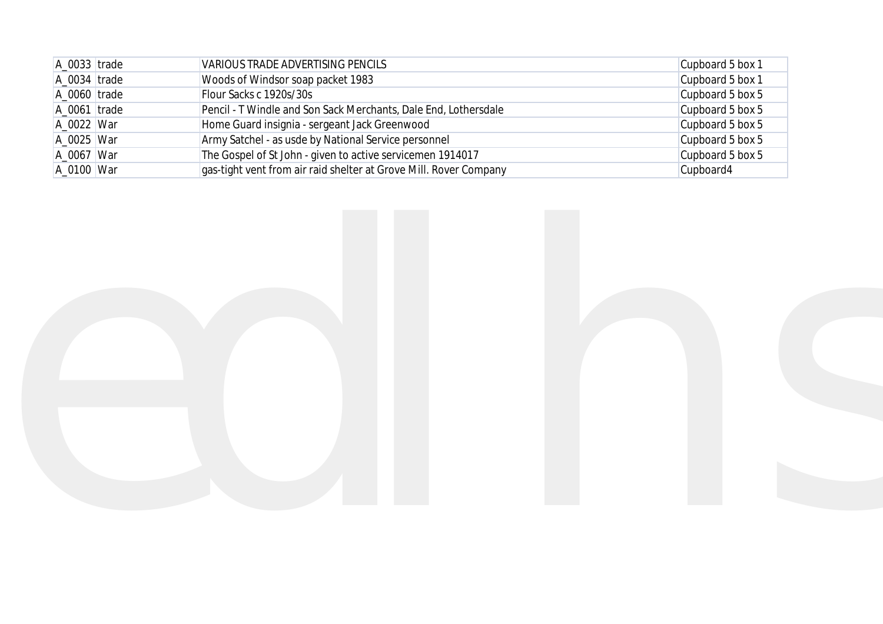| | | | |
|---|---|---|---|
| A_0033 | trade | VARIOUS TRADE ADVERTISING PENCILS | Cupboard 5 box 1 |
| A_0034 | trade | Woods of Windsor soap packet 1983 | Cupboard 5 box 1 |
| A_0060 | trade | Flour Sacks c 1920s/30s | Cupboard 5 box 5 |
| A_0061 | trade | Pencil - T Windle and Son Sack Merchants, Dale End, Lothersdale | Cupboard 5 box 5 |
| A_0022 | War | Home Guard insignia - sergeant Jack Greenwood | Cupboard 5 box 5 |
| A_0025 | War | Army Satchel - as usde by National Service personnel | Cupboard 5 box 5 |
| A_0067 | War | The Gospel of St John - given to active servicemen 1914017 | Cupboard 5 box 5 |
| A_0100 | War | gas-tight vent from air raid shelter at Grove Mill. Rover Company | Cupboard4 |